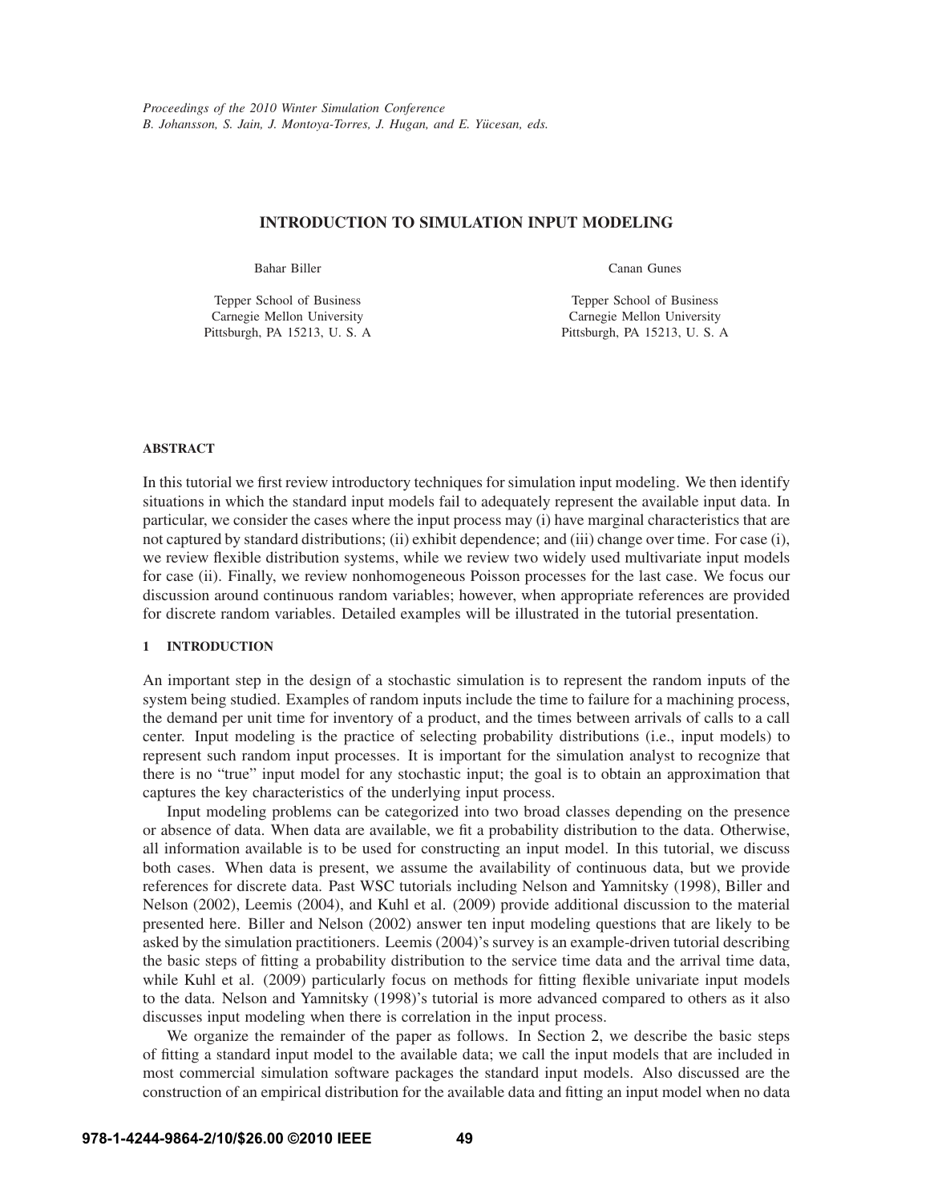*Proceedings of the 2010 Winter Simulation Conference*
*B. Johansson, S. Jain, J. Montoya-Torres, J. Hugan, and E. Yücesan, eds.*

# INTRODUCTION TO SIMULATION INPUT MODELING

Bahar Biller

Tepper School of Business
Carnegie Mellon University
Pittsburgh, PA 15213, U. S. A

Canan Gunes

Tepper School of Business
Carnegie Mellon University
Pittsburgh, PA 15213, U. S. A

## ABSTRACT

In this tutorial we first review introductory techniques for simulation input modeling. We then identify situations in which the standard input models fail to adequately represent the available input data. In particular, we consider the cases where the input process may (i) have marginal characteristics that are not captured by standard distributions; (ii) exhibit dependence; and (iii) change over time. For case (i), we review flexible distribution systems, while we review two widely used multivariate input models for case (ii). Finally, we review nonhomogeneous Poisson processes for the last case. We focus our discussion around continuous random variables; however, when appropriate references are provided for discrete random variables. Detailed examples will be illustrated in the tutorial presentation.

## 1 INTRODUCTION

An important step in the design of a stochastic simulation is to represent the random inputs of the system being studied. Examples of random inputs include the time to failure for a machining process, the demand per unit time for inventory of a product, and the times between arrivals of calls to a call center. Input modeling is the practice of selecting probability distributions (i.e., input models) to represent such random input processes. It is important for the simulation analyst to recognize that there is no "true" input model for any stochastic input; the goal is to obtain an approximation that captures the key characteristics of the underlying input process.

Input modeling problems can be categorized into two broad classes depending on the presence or absence of data. When data are available, we fit a probability distribution to the data. Otherwise, all information available is to be used for constructing an input model. In this tutorial, we discuss both cases. When data is present, we assume the availability of continuous data, but we provide references for discrete data. Past WSC tutorials including Nelson and Yamnitsky (1998), Biller and Nelson (2002), Leemis (2004), and Kuhl et al. (2009) provide additional discussion to the material presented here. Biller and Nelson (2002) answer ten input modeling questions that are likely to be asked by the simulation practitioners. Leemis (2004)'s survey is an example-driven tutorial describing the basic steps of fitting a probability distribution to the service time data and the arrival time data, while Kuhl et al. (2009) particularly focus on methods for fitting flexible univariate input models to the data. Nelson and Yamnitsky (1998)'s tutorial is more advanced compared to others as it also discusses input modeling when there is correlation in the input process.

We organize the remainder of the paper as follows. In Section 2, we describe the basic steps of fitting a standard input model to the available data; we call the input models that are included in most commercial simulation software packages the standard input models. Also discussed are the construction of an empirical distribution for the available data and fitting an input model when no data

978-1-4244-9864-2/10/$26.00 ©2010 IEEE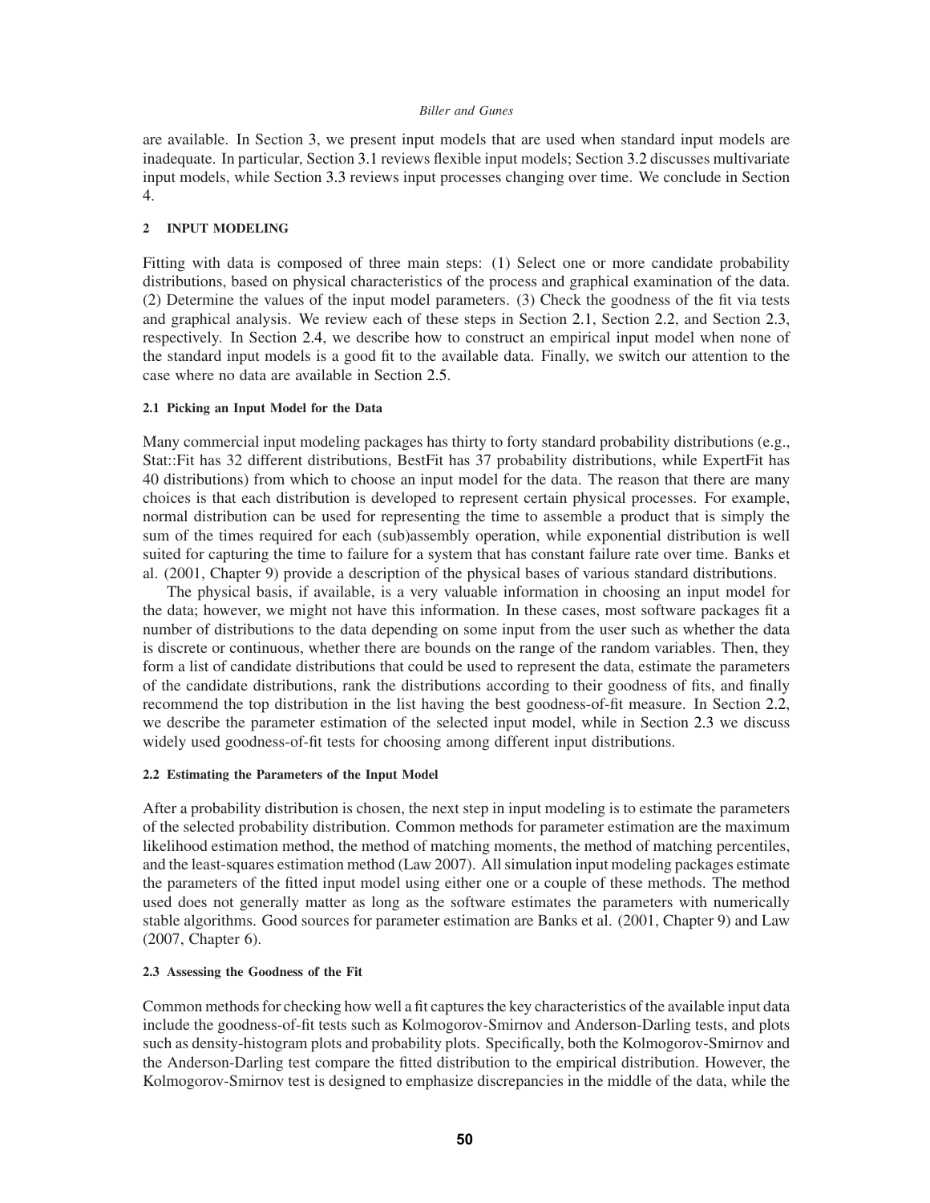are available. In Section 3, we present input models that are used when standard input models are inadequate. In particular, Section 3.1 reviews flexible input models; Section 3.2 discusses multivariate input models, while Section 3.3 reviews input processes changing over time. We conclude in Section 4.

## 2 INPUT MODELING

Fitting with data is composed of three main steps: (1) Select one or more candidate probability distributions, based on physical characteristics of the process and graphical examination of the data. (2) Determine the values of the input model parameters. (3) Check the goodness of the fit via tests and graphical analysis. We review each of these steps in Section 2.1, Section 2.2, and Section 2.3, respectively. In Section 2.4, we describe how to construct an empirical input model when none of the standard input models is a good fit to the available data. Finally, we switch our attention to the case where no data are available in Section 2.5.

### 2.1 Picking an Input Model for the Data

Many commercial input modeling packages has thirty to forty standard probability distributions (e.g., Stat::Fit has 32 different distributions, BestFit has 37 probability distributions, while ExpertFit has 40 distributions) from which to choose an input model for the data. The reason that there are many choices is that each distribution is developed to represent certain physical processes. For example, normal distribution can be used for representing the time to assemble a product that is simply the sum of the times required for each (sub)assembly operation, while exponential distribution is well suited for capturing the time to failure for a system that has constant failure rate over time. Banks et al. (2001, Chapter 9) provide a description of the physical bases of various standard distributions.

The physical basis, if available, is a very valuable information in choosing an input model for the data; however, we might not have this information. In these cases, most software packages fit a number of distributions to the data depending on some input from the user such as whether the data is discrete or continuous, whether there are bounds on the range of the random variables. Then, they form a list of candidate distributions that could be used to represent the data, estimate the parameters of the candidate distributions, rank the distributions according to their goodness of fits, and finally recommend the top distribution in the list having the best goodness-of-fit measure. In Section 2.2, we describe the parameter estimation of the selected input model, while in Section 2.3 we discuss widely used goodness-of-fit tests for choosing among different input distributions.

### 2.2 Estimating the Parameters of the Input Model

After a probability distribution is chosen, the next step in input modeling is to estimate the parameters of the selected probability distribution. Common methods for parameter estimation are the maximum likelihood estimation method, the method of matching moments, the method of matching percentiles, and the least-squares estimation method (Law 2007). All simulation input modeling packages estimate the parameters of the fitted input model using either one or a couple of these methods. The method used does not generally matter as long as the software estimates the parameters with numerically stable algorithms. Good sources for parameter estimation are Banks et al. (2001, Chapter 9) and Law (2007, Chapter 6).

### 2.3 Assessing the Goodness of the Fit

Common methods for checking how well a fit captures the key characteristics of the available input data include the goodness-of-fit tests such as Kolmogorov-Smirnov and Anderson-Darling tests, and plots such as density-histogram plots and probability plots. Specifically, both the Kolmogorov-Smirnov and the Anderson-Darling test compare the fitted distribution to the empirical distribution. However, the Kolmogorov-Smirnov test is designed to emphasize discrepancies in the middle of the data, while the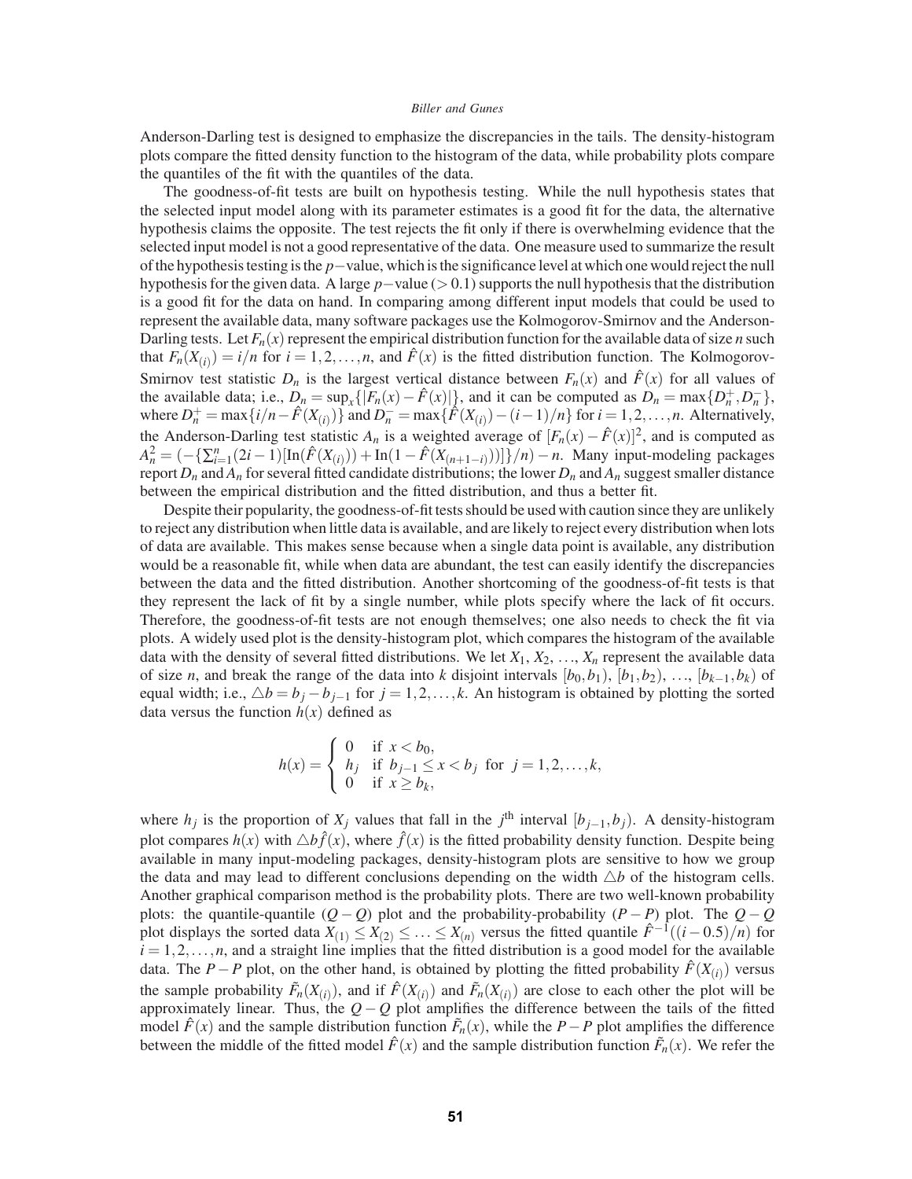Anderson-Darling test is designed to emphasize the discrepancies in the tails. The density-histogram plots compare the fitted density function to the histogram of the data, while probability plots compare the quantiles of the fit with the quantiles of the data.

The goodness-of-fit tests are built on hypothesis testing. While the null hypothesis states that the selected input model along with its parameter estimates is a good fit for the data, the alternative hypothesis claims the opposite. The test rejects the fit only if there is overwhelming evidence that the selected input model is not a good representative of the data. One measure used to summarize the result of the hypothesis testing is the $p-$value, which is the significance level at which one would reject the null hypothesis for the given data. A large $p-$value ($> 0.1$) supports the null hypothesis that the distribution is a good fit for the data on hand. In comparing among different input models that could be used to represent the available data, many software packages use the Kolmogorov-Smirnov and the Anderson-Darling tests. Let $F_n(x)$ represent the empirical distribution function for the available data of size $n$ such that $F_n(X_{(i)}) = i/n$ for $i = 1, 2, \ldots, n$, and $\hat{F}(x)$ is the fitted distribution function. The Kolmogorov-Smirnov test statistic $D_n$ is the largest vertical distance between $F_n(x)$ and $\hat{F}(x)$ for all values of the available data; i.e., $D_n = \sup_x\{|F_n(x) - \hat{F}(x)|\}$, and it can be computed as $D_n = \max\{D_n^+, D_n^-\}$, where $D_n^+ = \max\{i/n - \hat{F}(X_{(i)})\}$ and $D_n^- = \max\{\hat{F}(X_{(i)}) - (i-1)/n\}$ for $i = 1, 2, \ldots, n$. Alternatively, the Anderson-Darling test statistic $A_n$ is a weighted average of $[F_n(x) - \hat{F}(x)]^2$, and is computed as $A_n^2 = (-\{\sum_{i=1}^{n}(2i-1)[\text{In}(\hat{F}(X_{(i)})) + \text{In}(1 - \hat{F}(X_{(n+1-i)}))]\}/n) - n$. Many input-modeling packages report $D_n$ and $A_n$ for several fitted candidate distributions; the lower $D_n$ and $A_n$ suggest smaller distance between the empirical distribution and the fitted distribution, and thus a better fit.

Despite their popularity, the goodness-of-fit tests should be used with caution since they are unlikely to reject any distribution when little data is available, and are likely to reject every distribution when lots of data are available. This makes sense because when a single data point is available, any distribution would be a reasonable fit, while when data are abundant, the test can easily identify the discrepancies between the data and the fitted distribution. Another shortcoming of the goodness-of-fit tests is that they represent the lack of fit by a single number, while plots specify where the lack of fit occurs. Therefore, the goodness-of-fit tests are not enough themselves; one also needs to check the fit via plots. A widely used plot is the density-histogram plot, which compares the histogram of the available data with the density of several fitted distributions. We let $X_1, X_2, \ldots, X_n$ represent the available data of size $n$, and break the range of the data into $k$ disjoint intervals $[b_0, b_1)$, $[b_1, b_2)$, $\ldots$, $[b_{k-1}, b_k)$ of equal width; i.e., $\triangle b = b_j - b_{j-1}$ for $j = 1, 2, \ldots, k$. An histogram is obtained by plotting the sorted data versus the function $h(x)$ defined as

$$h(x) = \begin{cases} 0 & \text{if } x < b_0, \\ h_j & \text{if } b_{j-1} \leq x < b_j \text{ for } j = 1, 2, \ldots, k, \\ 0 & \text{if } x \geq b_k, \end{cases}$$

where $h_j$ is the proportion of $X_j$ values that fall in the $j^{\text{th}}$ interval $[b_{j-1}, b_j)$. A density-histogram plot compares $h(x)$ with $\triangle b \hat{f}(x)$, where $\hat{f}(x)$ is the fitted probability density function. Despite being available in many input-modeling packages, density-histogram plots are sensitive to how we group the data and may lead to different conclusions depending on the width $\triangle b$ of the histogram cells. Another graphical comparison method is the probability plots. There are two well-known probability plots: the quantile-quantile ($Q-Q$) plot and the probability-probability ($P-P$) plot. The $Q-Q$ plot displays the sorted data $X_{(1)} \leq X_{(2)} \leq \ldots \leq X_{(n)}$ versus the fitted quantile $\hat{F}^{-1}((i-0.5)/n)$ for $i = 1, 2, \ldots, n$, and a straight line implies that the fitted distribution is a good model for the available data. The $P-P$ plot, on the other hand, is obtained by plotting the fitted probability $\hat{F}(X_{(i)})$ versus the sample probability $\tilde{F}_n(X_{(i)})$, and if $\hat{F}(X_{(i)})$ and $\tilde{F}_n(X_{(i)})$ are close to each other the plot will be approximately linear. Thus, the $Q-Q$ plot amplifies the difference between the tails of the fitted model $\hat{F}(x)$ and the sample distribution function $\tilde{F}_n(x)$, while the $P-P$ plot amplifies the difference between the middle of the fitted model $\hat{F}(x)$ and the sample distribution function $\tilde{F}_n(x)$. We refer the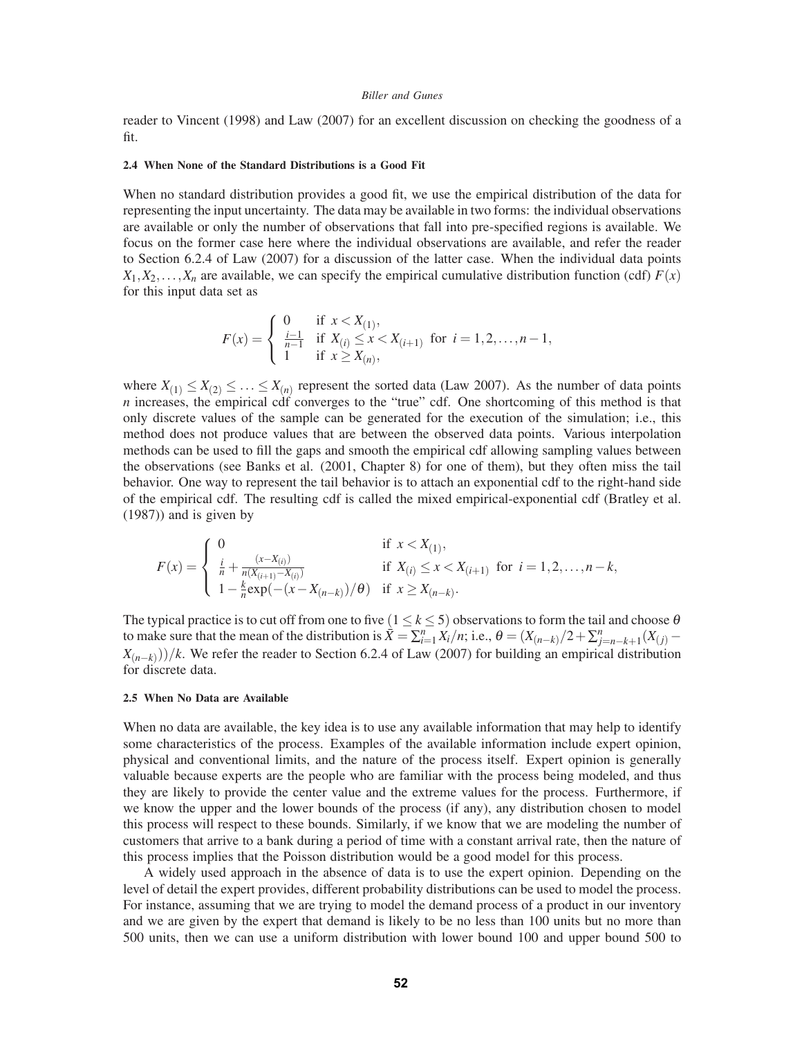reader to Vincent (1998) and Law (2007) for an excellent discussion on checking the goodness of a fit.

### 2.4 When None of the Standard Distributions is a Good Fit

When no standard distribution provides a good fit, we use the empirical distribution of the data for representing the input uncertainty. The data may be available in two forms: the individual observations are available or only the number of observations that fall into pre-specified regions is available. We focus on the former case here where the individual observations are available, and refer the reader to Section 6.2.4 of Law (2007) for a discussion of the latter case. When the individual data points $X_1, X_2, \ldots, X_n$ are available, we can specify the empirical cumulative distribution function (cdf) $F(x)$ for this input data set as

$$F(x) = \begin{cases} 0 & \text{if } x < X_{(1)}, \\ \frac{i-1}{n-1} & \text{if } X_{(i)} \leq x < X_{(i+1)} \text{ for } i = 1, 2, \ldots, n-1, \\ 1 & \text{if } x \geq X_{(n)}, \end{cases}$$

where $X_{(1)} \leq X_{(2)} \leq \ldots \leq X_{(n)}$ represent the sorted data (Law 2007). As the number of data points $n$ increases, the empirical cdf converges to the "true" cdf. One shortcoming of this method is that only discrete values of the sample can be generated for the execution of the simulation; i.e., this method does not produce values that are between the observed data points. Various interpolation methods can be used to fill the gaps and smooth the empirical cdf allowing sampling values between the observations (see Banks et al. (2001, Chapter 8) for one of them), but they often miss the tail behavior. One way to represent the tail behavior is to attach an exponential cdf to the right-hand side of the empirical cdf. The resulting cdf is called the mixed empirical-exponential cdf (Bratley et al. (1987)) and is given by

$$F(x) = \begin{cases} 0 & \text{if } x < X_{(1)}, \\ \frac{i}{n} + \frac{(x - X_{(i)})}{n(X_{(i+1)} - X_{(i)})} & \text{if } X_{(i)} \leq x < X_{(i+1)} \text{ for } i = 1, 2, \ldots, n-k, \\ 1 - \frac{k}{n}\exp(-(x - X_{(n-k)})/\theta) & \text{if } x \geq X_{(n-k)}. \end{cases}$$

The typical practice is to cut off from one to five $(1 \leq k \leq 5)$ observations to form the tail and choose $\theta$ to make sure that the mean of the distribution is $\bar{X} = \sum_{i=1}^{n} X_i/n$; i.e., $\theta = (X_{(n-k)}/2 + \sum_{j=n-k+1}^{n}(X_{(j)} - X_{(n-k)}))/k$. We refer the reader to Section 6.2.4 of Law (2007) for building an empirical distribution for discrete data.

### 2.5 When No Data are Available

When no data are available, the key idea is to use any available information that may help to identify some characteristics of the process. Examples of the available information include expert opinion, physical and conventional limits, and the nature of the process itself. Expert opinion is generally valuable because experts are the people who are familiar with the process being modeled, and thus they are likely to provide the center value and the extreme values for the process. Furthermore, if we know the upper and the lower bounds of the process (if any), any distribution chosen to model this process will respect to these bounds. Similarly, if we know that we are modeling the number of customers that arrive to a bank during a period of time with a constant arrival rate, then the nature of this process implies that the Poisson distribution would be a good model for this process.

A widely used approach in the absence of data is to use the expert opinion. Depending on the level of detail the expert provides, different probability distributions can be used to model the process. For instance, assuming that we are trying to model the demand process of a product in our inventory and we are given by the expert that demand is likely to be no less than 100 units but no more than 500 units, then we can use a uniform distribution with lower bound 100 and upper bound 500 to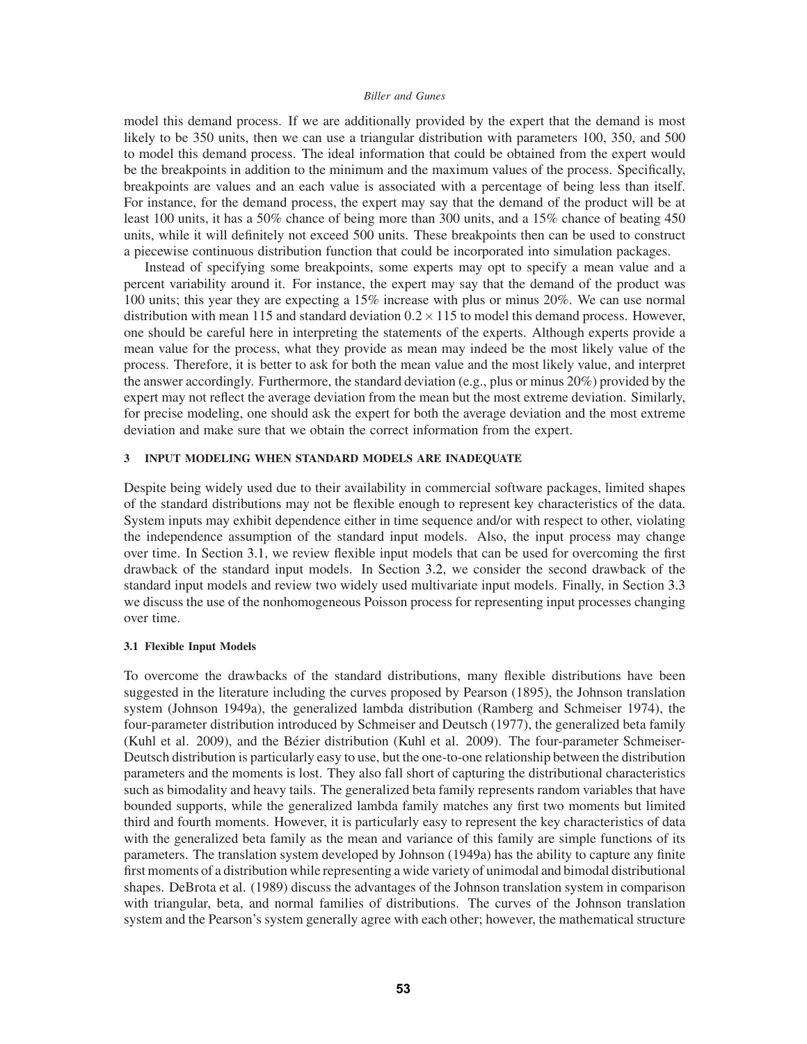model this demand process. If we are additionally provided by the expert that the demand is most likely to be 350 units, then we can use a triangular distribution with parameters 100, 350, and 500 to model this demand process. The ideal information that could be obtained from the expert would be the breakpoints in addition to the minimum and the maximum values of the process. Specifically, breakpoints are values and an each value is associated with a percentage of being less than itself. For instance, for the demand process, the expert may say that the demand of the product will be at least 100 units, it has a 50% chance of being more than 300 units, and a 15% chance of beating 450 units, while it will definitely not exceed 500 units. These breakpoints then can be used to construct a piecewise continuous distribution function that could be incorporated into simulation packages.

Instead of specifying some breakpoints, some experts may opt to specify a mean value and a percent variability around it. For instance, the expert may say that the demand of the product was 100 units; this year they are expecting a 15% increase with plus or minus 20%. We can use normal distribution with mean 115 and standard deviation $0.2 \times 115$ to model this demand process. However, one should be careful here in interpreting the statements of the experts. Although experts provide a mean value for the process, what they provide as mean may indeed be the most likely value of the process. Therefore, it is better to ask for both the mean value and the most likely value, and interpret the answer accordingly. Furthermore, the standard deviation (e.g., plus or minus 20%) provided by the expert may not reflect the average deviation from the mean but the most extreme deviation. Similarly, for precise modeling, one should ask the expert for both the average deviation and the most extreme deviation and make sure that we obtain the correct information from the expert.

## 3 INPUT MODELING WHEN STANDARD MODELS ARE INADEQUATE

Despite being widely used due to their availability in commercial software packages, limited shapes of the standard distributions may not be flexible enough to represent key characteristics of the data. System inputs may exhibit dependence either in time sequence and/or with respect to other, violating the independence assumption of the standard input models. Also, the input process may change over time. In Section 3.1, we review flexible input models that can be used for overcoming the first drawback of the standard input models. In Section 3.2, we consider the second drawback of the standard input models and review two widely used multivariate input models. Finally, in Section 3.3 we discuss the use of the nonhomogeneous Poisson process for representing input processes changing over time.

### 3.1 Flexible Input Models

To overcome the drawbacks of the standard distributions, many flexible distributions have been suggested in the literature including the curves proposed by Pearson (1895), the Johnson translation system (Johnson 1949a), the generalized lambda distribution (Ramberg and Schmeiser 1974), the four-parameter distribution introduced by Schmeiser and Deutsch (1977), the generalized beta family (Kuhl et al. 2009), and the Bézier distribution (Kuhl et al. 2009). The four-parameter Schmeiser-Deutsch distribution is particularly easy to use, but the one-to-one relationship between the distribution parameters and the moments is lost. They also fall short of capturing the distributional characteristics such as bimodality and heavy tails. The generalized beta family represents random variables that have bounded supports, while the generalized lambda family matches any first two moments but limited third and fourth moments. However, it is particularly easy to represent the key characteristics of data with the generalized beta family as the mean and variance of this family are simple functions of its parameters. The translation system developed by Johnson (1949a) has the ability to capture any finite first moments of a distribution while representing a wide variety of unimodal and bimodal distributional shapes. DeBrota et al. (1989) discuss the advantages of the Johnson translation system in comparison with triangular, beta, and normal families of distributions. The curves of the Johnson translation system and the Pearson's system generally agree with each other; however, the mathematical structure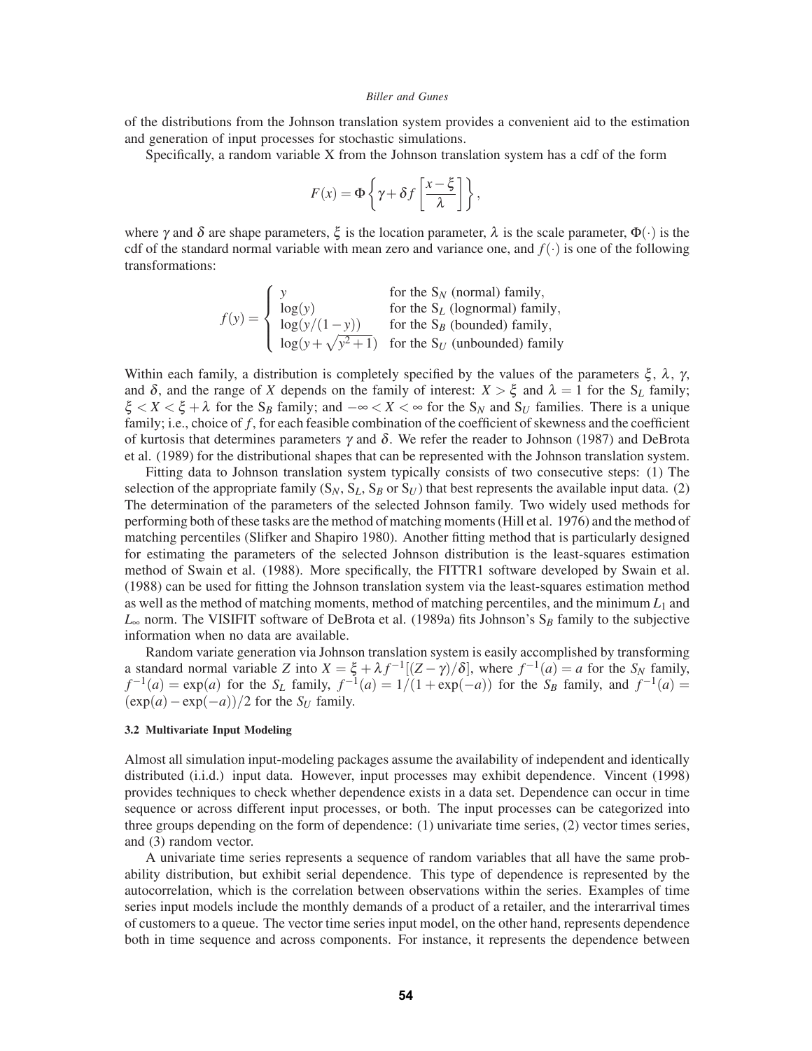of the distributions from the Johnson translation system provides a convenient aid to the estimation and generation of input processes for stochastic simulations.

Specifically, a random variable X from the Johnson translation system has a cdf of the form

$$F(x) = \Phi\left\{\gamma + \delta f\left[\frac{x-\xi}{\lambda}\right]\right\},$$

where $\gamma$ and $\delta$ are shape parameters, $\xi$ is the location parameter, $\lambda$ is the scale parameter, $\Phi(\cdot)$ is the cdf of the standard normal variable with mean zero and variance one, and $f(\cdot)$ is one of the following transformations:

$$f(y) = \begin{cases} y & \text{for the } \mathrm{S}_N \text{ (normal) family,} \\ \log(y) & \text{for the } \mathrm{S}_L \text{ (lognormal) family,} \\ \log(y/(1-y)) & \text{for the } \mathrm{S}_B \text{ (bounded) family,} \\ \log(y+\sqrt{y^2+1}) & \text{for the } \mathrm{S}_U \text{ (unbounded) family} \end{cases}$$

Within each family, a distribution is completely specified by the values of the parameters $\xi$, $\lambda$, $\gamma$, and $\delta$, and the range of $X$ depends on the family of interest: $X > \xi$ and $\lambda = 1$ for the $\mathrm{S}_L$ family; $\xi < X < \xi + \lambda$ for the $\mathrm{S}_B$ family; and $-\infty < X < \infty$ for the $\mathrm{S}_N$ and $\mathrm{S}_U$ families. There is a unique family; i.e., choice of $f$, for each feasible combination of the coefficient of skewness and the coefficient of kurtosis that determines parameters $\gamma$ and $\delta$. We refer the reader to Johnson (1987) and DeBrota et al. (1989) for the distributional shapes that can be represented with the Johnson translation system.

Fitting data to Johnson translation system typically consists of two consecutive steps: (1) The selection of the appropriate family ($\mathrm{S}_N$, $\mathrm{S}_L$, $\mathrm{S}_B$ or $\mathrm{S}_U$) that best represents the available input data. (2) The determination of the parameters of the selected Johnson family. Two widely used methods for performing both of these tasks are the method of matching moments (Hill et al. 1976) and the method of matching percentiles (Slifker and Shapiro 1980). Another fitting method that is particularly designed for estimating the parameters of the selected Johnson distribution is the least-squares estimation method of Swain et al. (1988). More specifically, the FITTR1 software developed by Swain et al. (1988) can be used for fitting the Johnson translation system via the least-squares estimation method as well as the method of matching moments, method of matching percentiles, and the minimum $L_1$ and $L_\infty$ norm. The VISIFIT software of DeBrota et al. (1989a) fits Johnson's $\mathrm{S}_B$ family to the subjective information when no data are available.

Random variate generation via Johnson translation system is easily accomplished by transforming a standard normal variable $Z$ into $X = \xi + \lambda f^{-1}[(Z-\gamma)/\delta]$, where $f^{-1}(a) = a$ for the $S_N$ family, $f^{-1}(a) = \exp(a)$ for the $S_L$ family, $f^{-1}(a) = 1/(1+\exp(-a))$ for the $S_B$ family, and $f^{-1}(a) = (\exp(a) - \exp(-a))/2$ for the $S_U$ family.

### 3.2 Multivariate Input Modeling

Almost all simulation input-modeling packages assume the availability of independent and identically distributed (i.i.d.) input data. However, input processes may exhibit dependence. Vincent (1998) provides techniques to check whether dependence exists in a data set. Dependence can occur in time sequence or across different input processes, or both. The input processes can be categorized into three groups depending on the form of dependence: (1) univariate time series, (2) vector times series, and (3) random vector.

A univariate time series represents a sequence of random variables that all have the same probability distribution, but exhibit serial dependence. This type of dependence is represented by the autocorrelation, which is the correlation between observations within the series. Examples of time series input models include the monthly demands of a product of a retailer, and the interarrival times of customers to a queue. The vector time series input model, on the other hand, represents dependence both in time sequence and across components. For instance, it represents the dependence between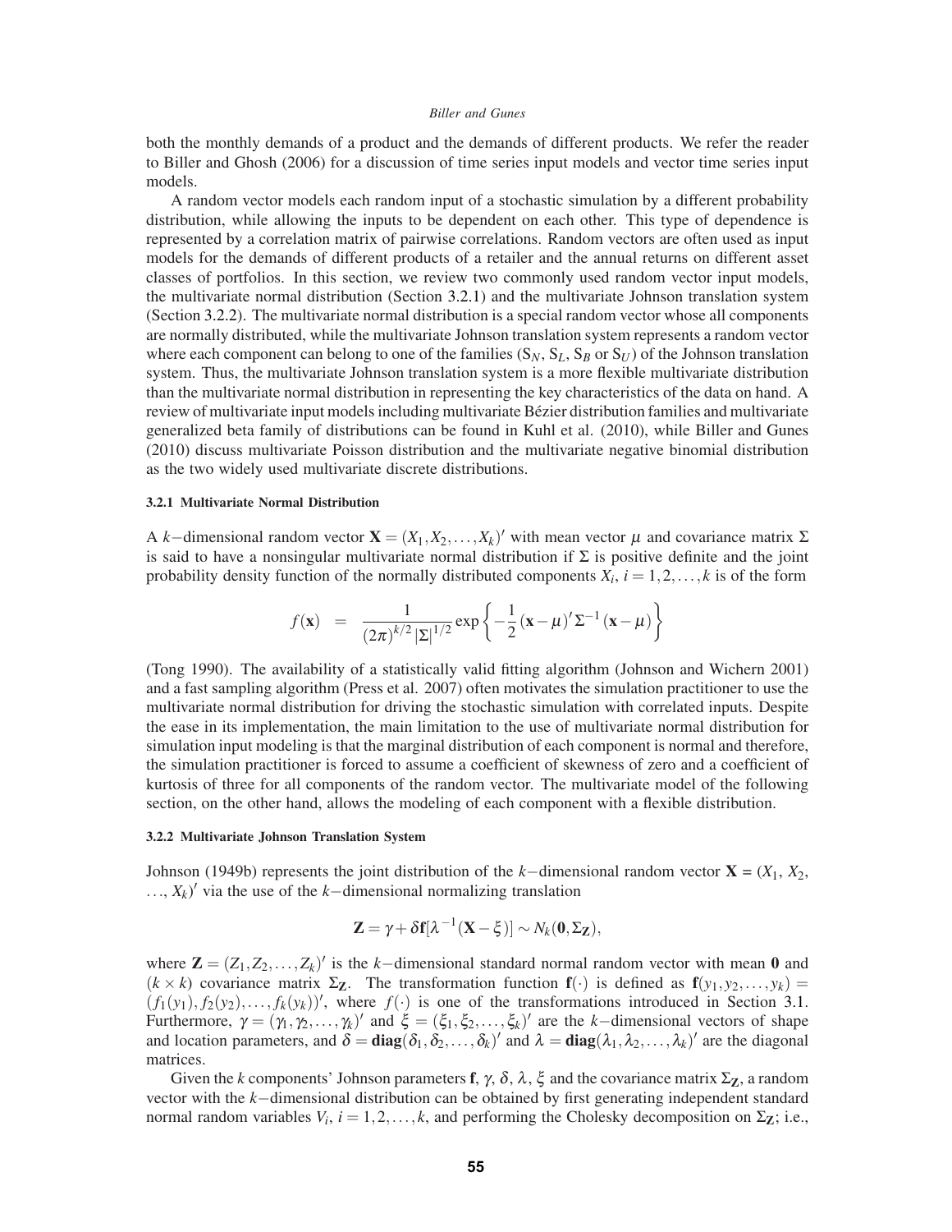both the monthly demands of a product and the demands of different products. We refer the reader to Biller and Ghosh (2006) for a discussion of time series input models and vector time series input models.

A random vector models each random input of a stochastic simulation by a different probability distribution, while allowing the inputs to be dependent on each other. This type of dependence is represented by a correlation matrix of pairwise correlations. Random vectors are often used as input models for the demands of different products of a retailer and the annual returns on different asset classes of portfolios. In this section, we review two commonly used random vector input models, the multivariate normal distribution (Section 3.2.1) and the multivariate Johnson translation system (Section 3.2.2). The multivariate normal distribution is a special random vector whose all components are normally distributed, while the multivariate Johnson translation system represents a random vector where each component can belong to one of the families ($S_N$, $S_L$, $S_B$ or $S_U$) of the Johnson translation system. Thus, the multivariate Johnson translation system is a more flexible multivariate distribution than the multivariate normal distribution in representing the key characteristics of the data on hand. A review of multivariate input models including multivariate Bézier distribution families and multivariate generalized beta family of distributions can be found in Kuhl et al. (2010), while Biller and Gunes (2010) discuss multivariate Poisson distribution and the multivariate negative binomial distribution as the two widely used multivariate discrete distributions.

#### 3.2.1 Multivariate Normal Distribution

A $k-$dimensional random vector $\mathbf{X} = (X_1, X_2, \ldots, X_k)'$ with mean vector $\mu$ and covariance matrix $\Sigma$ is said to have a nonsingular multivariate normal distribution if $\Sigma$ is positive definite and the joint probability density function of the normally distributed components $X_i$, $i = 1, 2, \ldots, k$ is of the form

$$f(\mathbf{x}) \quad = \quad \frac{1}{(2\pi)^{k/2}\,|\Sigma|^{1/2}} \exp\left\{-\frac{1}{2}(\mathbf{x}-\mu)'\Sigma^{-1}(\mathbf{x}-\mu)\right\}$$

(Tong 1990). The availability of a statistically valid fitting algorithm (Johnson and Wichern 2001) and a fast sampling algorithm (Press et al. 2007) often motivates the simulation practitioner to use the multivariate normal distribution for driving the stochastic simulation with correlated inputs. Despite the ease in its implementation, the main limitation to the use of multivariate normal distribution for simulation input modeling is that the marginal distribution of each component is normal and therefore, the simulation practitioner is forced to assume a coefficient of skewness of zero and a coefficient of kurtosis of three for all components of the random vector. The multivariate model of the following section, on the other hand, allows the modeling of each component with a flexible distribution.

#### 3.2.2 Multivariate Johnson Translation System

Johnson (1949b) represents the joint distribution of the $k-$dimensional random vector $\mathbf{X} = (X_1, X_2, \ldots, X_k)'$ via the use of the $k-$dimensional normalizing translation

$$\mathbf{Z} = \gamma + \delta\mathbf{f}[\lambda^{-1}(\mathbf{X}-\xi)] \sim N_k(\mathbf{0}, \Sigma_{\mathbf{Z}}),$$

where $\mathbf{Z} = (Z_1, Z_2, \ldots, Z_k)'$ is the $k-$dimensional standard normal random vector with mean $\mathbf{0}$ and $(k \times k)$ covariance matrix $\Sigma_{\mathbf{Z}}$. The transformation function $\mathbf{f}(\cdot)$ is defined as $\mathbf{f}(y_1, y_2, \ldots, y_k) = (f_1(y_1), f_2(y_2), \ldots, f_k(y_k))'$, where $f(\cdot)$ is one of the transformations introduced in Section 3.1. Furthermore, $\gamma = (\gamma_1, \gamma_2, \ldots, \gamma_k)'$ and $\xi = (\xi_1, \xi_2, \ldots, \xi_k)'$ are the $k-$dimensional vectors of shape and location parameters, and $\delta = \mathbf{diag}(\delta_1, \delta_2, \ldots, \delta_k)'$ and $\lambda = \mathbf{diag}(\lambda_1, \lambda_2, \ldots, \lambda_k)'$ are the diagonal matrices.

Given the $k$ components' Johnson parameters $\mathbf{f}$, $\gamma$, $\delta$, $\lambda$, $\xi$ and the covariance matrix $\Sigma_{\mathbf{Z}}$, a random vector with the $k-$dimensional distribution can be obtained by first generating independent standard normal random variables $V_i$, $i = 1, 2, \ldots, k$, and performing the Cholesky decomposition on $\Sigma_{\mathbf{Z}}$; i.e.,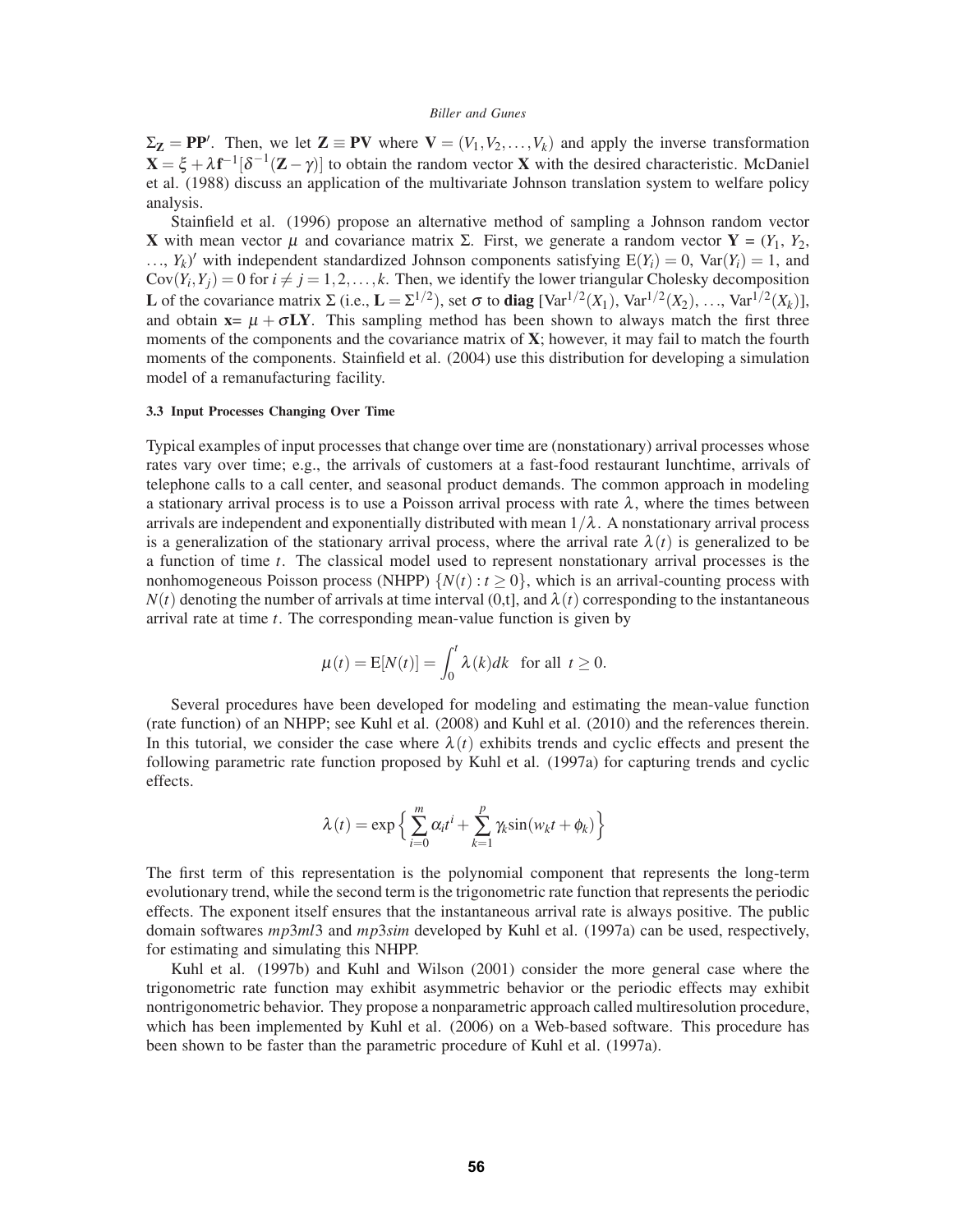$\mathbf{\Sigma_Z} = \mathbf{PP}'$. Then, we let $\mathbf{Z} \equiv \mathbf{PV}$ where $\mathbf{V} = (V_1, V_2, \ldots, V_k)$ and apply the inverse transformation $\mathbf{X} = \xi + \lambda \mathbf{f}^{-1}[\delta^{-1}(\mathbf{Z} - \gamma)]$ to obtain the random vector $\mathbf{X}$ with the desired characteristic. McDaniel et al. (1988) discuss an application of the multivariate Johnson translation system to welfare policy analysis.

Stainfield et al. (1996) propose an alternative method of sampling a Johnson random vector $\mathbf{X}$ with mean vector $\mu$ and covariance matrix $\Sigma$. First, we generate a random vector $\mathbf{Y} = (Y_1, Y_2, \ldots, Y_k)'$ with independent standardized Johnson components satisfying $\mathrm{E}(Y_i) = 0$, $\mathrm{Var}(Y_i) = 1$, and $\mathrm{Cov}(Y_i, Y_j) = 0$ for $i \neq j = 1, 2, \ldots, k$. Then, we identify the lower triangular Cholesky decomposition $\mathbf{L}$ of the covariance matrix $\Sigma$ (i.e., $\mathbf{L} = \Sigma^{1/2}$), set $\sigma$ to $\mathbf{diag}\ [\mathrm{Var}^{1/2}(X_1), \mathrm{Var}^{1/2}(X_2), \ldots, \mathrm{Var}^{1/2}(X_k)]$, and obtain $\mathbf{x} = \mu + \sigma \mathbf{LY}$. This sampling method has been shown to always match the first three moments of the components and the covariance matrix of $\mathbf{X}$; however, it may fail to match the fourth moments of the components. Stainfield et al. (2004) use this distribution for developing a simulation model of a remanufacturing facility.

### 3.3 Input Processes Changing Over Time

Typical examples of input processes that change over time are (nonstationary) arrival processes whose rates vary over time; e.g., the arrivals of customers at a fast-food restaurant lunchtime, arrivals of telephone calls to a call center, and seasonal product demands. The common approach in modeling a stationary arrival process is to use a Poisson arrival process with rate $\lambda$, where the times between arrivals are independent and exponentially distributed with mean $1/\lambda$. A nonstationary arrival process is a generalization of the stationary arrival process, where the arrival rate $\lambda(t)$ is generalized to be a function of time $t$. The classical model used to represent nonstationary arrival processes is the nonhomogeneous Poisson process (NHPP) $\{N(t) : t \geq 0\}$, which is an arrival-counting process with $N(t)$ denoting the number of arrivals at time interval (0,t], and $\lambda(t)$ corresponding to the instantaneous arrival rate at time $t$. The corresponding mean-value function is given by

$$\mu(t) = \mathrm{E}[N(t)] = \int_0^t \lambda(k)dk \quad \text{for all } t \geq 0.$$

Several procedures have been developed for modeling and estimating the mean-value function (rate function) of an NHPP; see Kuhl et al. (2008) and Kuhl et al. (2010) and the references therein. In this tutorial, we consider the case where $\lambda(t)$ exhibits trends and cyclic effects and present the following parametric rate function proposed by Kuhl et al. (1997a) for capturing trends and cyclic effects.

$$\lambda(t) = \exp\Big\{\sum_{i=0}^{m} \alpha_i t^i + \sum_{k=1}^{p} \gamma_k \sin(w_k t + \phi_k)\Big\}$$

The first term of this representation is the polynomial component that represents the long-term evolutionary trend, while the second term is the trigonometric rate function that represents the periodic effects. The exponent itself ensures that the instantaneous arrival rate is always positive. The public domain softwares *mp3ml3* and *mp3sim* developed by Kuhl et al. (1997a) can be used, respectively, for estimating and simulating this NHPP.

Kuhl et al. (1997b) and Kuhl and Wilson (2001) consider the more general case where the trigonometric rate function may exhibit asymmetric behavior or the periodic effects may exhibit nontrigonometric behavior. They propose a nonparametric approach called multiresolution procedure, which has been implemented by Kuhl et al. (2006) on a Web-based software. This procedure has been shown to be faster than the parametric procedure of Kuhl et al. (1997a).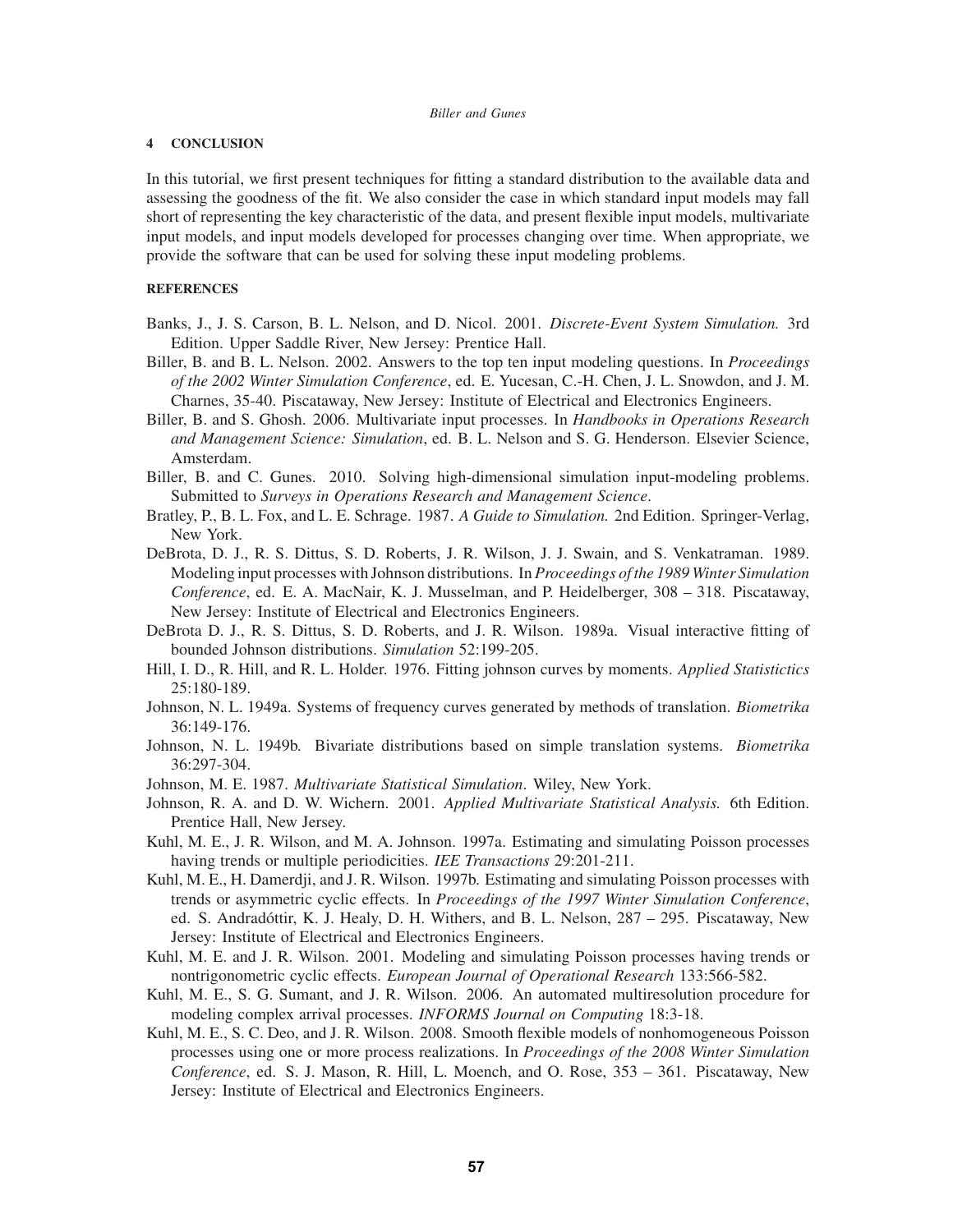## 4 CONCLUSION

In this tutorial, we first present techniques for fitting a standard distribution to the available data and assessing the goodness of the fit. We also consider the case in which standard input models may fall short of representing the key characteristic of the data, and present flexible input models, multivariate input models, and input models developed for processes changing over time. When appropriate, we provide the software that can be used for solving these input modeling problems.

## REFERENCES

Banks, J., J. S. Carson, B. L. Nelson, and D. Nicol. 2001. *Discrete-Event System Simulation.* 3rd Edition. Upper Saddle River, New Jersey: Prentice Hall.

Biller, B. and B. L. Nelson. 2002. Answers to the top ten input modeling questions. In *Proceedings of the 2002 Winter Simulation Conference*, ed. E. Yucesan, C.-H. Chen, J. L. Snowdon, and J. M. Charnes, 35-40. Piscataway, New Jersey: Institute of Electrical and Electronics Engineers.

Biller, B. and S. Ghosh. 2006. Multivariate input processes. In *Handbooks in Operations Research and Management Science: Simulation*, ed. B. L. Nelson and S. G. Henderson. Elsevier Science, Amsterdam.

Biller, B. and C. Gunes. 2010. Solving high-dimensional simulation input-modeling problems. Submitted to *Surveys in Operations Research and Management Science*.

Bratley, P., B. L. Fox, and L. E. Schrage. 1987. *A Guide to Simulation.* 2nd Edition. Springer-Verlag, New York.

DeBrota, D. J., R. S. Dittus, S. D. Roberts, J. R. Wilson, J. J. Swain, and S. Venkatraman. 1989. Modeling input processes with Johnson distributions. In *Proceedings of the 1989 Winter Simulation Conference*, ed. E. A. MacNair, K. J. Musselman, and P. Heidelberger, 308 – 318. Piscataway, New Jersey: Institute of Electrical and Electronics Engineers.

DeBrota D. J., R. S. Dittus, S. D. Roberts, and J. R. Wilson. 1989a. Visual interactive fitting of bounded Johnson distributions. *Simulation* 52:199-205.

Hill, I. D., R. Hill, and R. L. Holder. 1976. Fitting johnson curves by moments. *Applied Statistictics* 25:180-189.

Johnson, N. L. 1949a. Systems of frequency curves generated by methods of translation. *Biometrika* 36:149-176.

Johnson, N. L. 1949b. Bivariate distributions based on simple translation systems. *Biometrika* 36:297-304.

Johnson, M. E. 1987. *Multivariate Statistical Simulation*. Wiley, New York.

Johnson, R. A. and D. W. Wichern. 2001. *Applied Multivariate Statistical Analysis.* 6th Edition. Prentice Hall, New Jersey.

Kuhl, M. E., J. R. Wilson, and M. A. Johnson. 1997a. Estimating and simulating Poisson processes having trends or multiple periodicities. *IEE Transactions* 29:201-211.

Kuhl, M. E., H. Damerdji, and J. R. Wilson. 1997b. Estimating and simulating Poisson processes with trends or asymmetric cyclic effects. In *Proceedings of the 1997 Winter Simulation Conference*, ed. S. Andradóttir, K. J. Healy, D. H. Withers, and B. L. Nelson, 287 – 295. Piscataway, New Jersey: Institute of Electrical and Electronics Engineers.

Kuhl, M. E. and J. R. Wilson. 2001. Modeling and simulating Poisson processes having trends or nontrigonometric cyclic effects. *European Journal of Operational Research* 133:566-582.

Kuhl, M. E., S. G. Sumant, and J. R. Wilson. 2006. An automated multiresolution procedure for modeling complex arrival processes. *INFORMS Journal on Computing* 18:3-18.

Kuhl, M. E., S. C. Deo, and J. R. Wilson. 2008. Smooth flexible models of nonhomogeneous Poisson processes using one or more process realizations. In *Proceedings of the 2008 Winter Simulation Conference*, ed. S. J. Mason, R. Hill, L. Moench, and O. Rose, 353 – 361. Piscataway, New Jersey: Institute of Electrical and Electronics Engineers.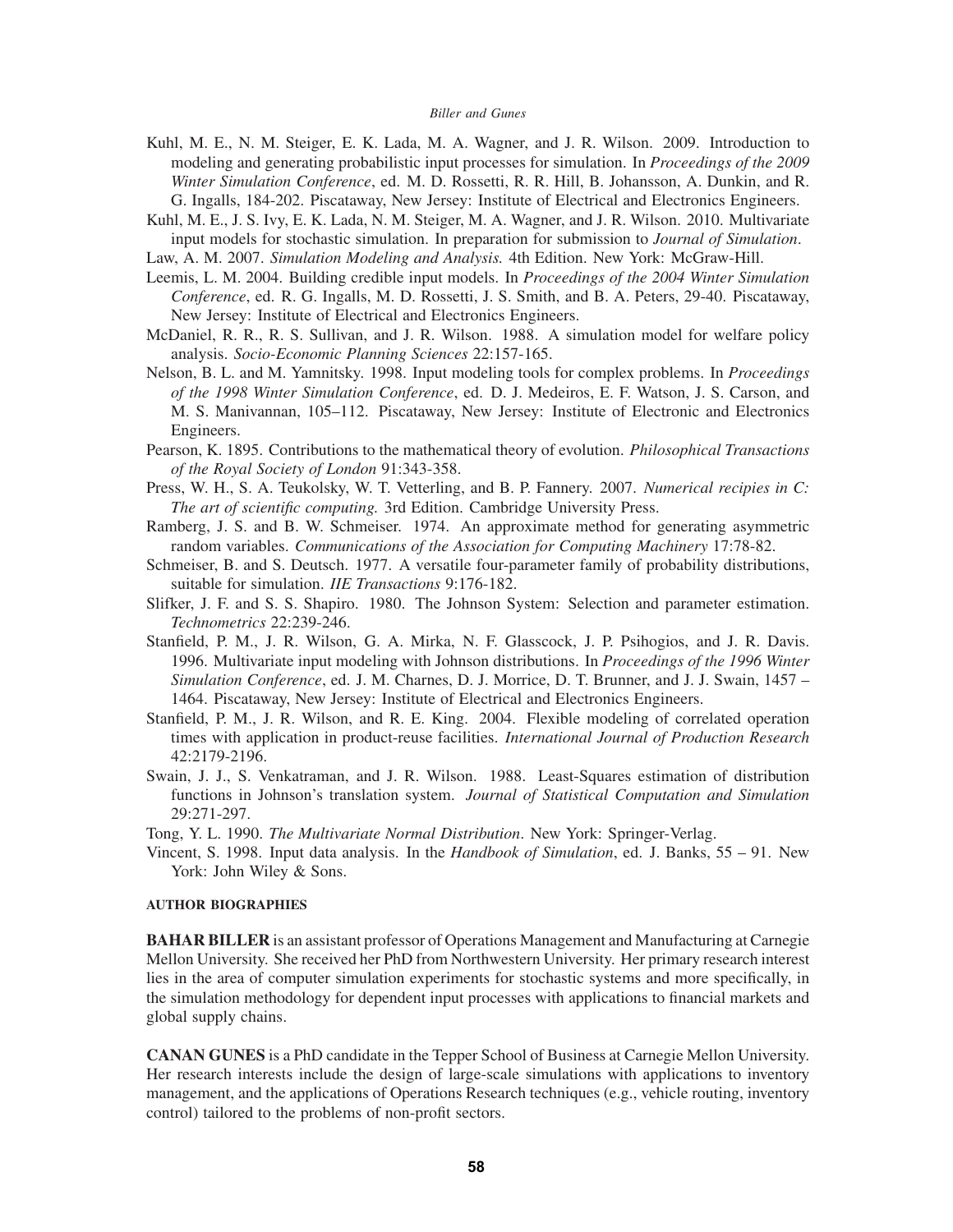Kuhl, M. E., N. M. Steiger, E. K. Lada, M. A. Wagner, and J. R. Wilson. 2009. Introduction to modeling and generating probabilistic input processes for simulation. In *Proceedings of the 2009 Winter Simulation Conference*, ed. M. D. Rossetti, R. R. Hill, B. Johansson, A. Dunkin, and R. G. Ingalls, 184-202. Piscataway, New Jersey: Institute of Electrical and Electronics Engineers.

Kuhl, M. E., J. S. Ivy, E. K. Lada, N. M. Steiger, M. A. Wagner, and J. R. Wilson. 2010. Multivariate input models for stochastic simulation. In preparation for submission to *Journal of Simulation*.

Law, A. M. 2007. *Simulation Modeling and Analysis.* 4th Edition. New York: McGraw-Hill.

Leemis, L. M. 2004. Building credible input models. In *Proceedings of the 2004 Winter Simulation Conference*, ed. R. G. Ingalls, M. D. Rossetti, J. S. Smith, and B. A. Peters, 29-40. Piscataway, New Jersey: Institute of Electrical and Electronics Engineers.

McDaniel, R. R., R. S. Sullivan, and J. R. Wilson. 1988. A simulation model for welfare policy analysis. *Socio-Economic Planning Sciences* 22:157-165.

Nelson, B. L. and M. Yamnitsky. 1998. Input modeling tools for complex problems. In *Proceedings of the 1998 Winter Simulation Conference*, ed. D. J. Medeiros, E. F. Watson, J. S. Carson, and M. S. Manivannan, 105–112. Piscataway, New Jersey: Institute of Electronic and Electronics Engineers.

Pearson, K. 1895. Contributions to the mathematical theory of evolution. *Philosophical Transactions of the Royal Society of London* 91:343-358.

Press, W. H., S. A. Teukolsky, W. T. Vetterling, and B. P. Fannery. 2007. *Numerical recipies in C: The art of scientific computing.* 3rd Edition. Cambridge University Press.

Ramberg, J. S. and B. W. Schmeiser. 1974. An approximate method for generating asymmetric random variables. *Communications of the Association for Computing Machinery* 17:78-82.

Schmeiser, B. and S. Deutsch. 1977. A versatile four-parameter family of probability distributions, suitable for simulation. *IIE Transactions* 9:176-182.

Slifker, J. F. and S. S. Shapiro. 1980. The Johnson System: Selection and parameter estimation. *Technometrics* 22:239-246.

Stanfield, P. M., J. R. Wilson, G. A. Mirka, N. F. Glasscock, J. P. Psihogios, and J. R. Davis. 1996. Multivariate input modeling with Johnson distributions. In *Proceedings of the 1996 Winter Simulation Conference*, ed. J. M. Charnes, D. J. Morrice, D. T. Brunner, and J. J. Swain, 1457 – 1464. Piscataway, New Jersey: Institute of Electrical and Electronics Engineers.

Stanfield, P. M., J. R. Wilson, and R. E. King. 2004. Flexible modeling of correlated operation times with application in product-reuse facilities. *International Journal of Production Research* 42:2179-2196.

Swain, J. J., S. Venkatraman, and J. R. Wilson. 1988. Least-Squares estimation of distribution functions in Johnson's translation system. *Journal of Statistical Computation and Simulation* 29:271-297.

Tong, Y. L. 1990. *The Multivariate Normal Distribution*. New York: Springer-Verlag.

Vincent, S. 1998. Input data analysis. In the *Handbook of Simulation*, ed. J. Banks, 55 – 91. New York: John Wiley & Sons.

## AUTHOR BIOGRAPHIES

**BAHAR BILLER** is an assistant professor of Operations Management and Manufacturing at Carnegie Mellon University. She received her PhD from Northwestern University. Her primary research interest lies in the area of computer simulation experiments for stochastic systems and more specifically, in the simulation methodology for dependent input processes with applications to financial markets and global supply chains.

**CANAN GUNES** is a PhD candidate in the Tepper School of Business at Carnegie Mellon University. Her research interests include the design of large-scale simulations with applications to inventory management, and the applications of Operations Research techniques (e.g., vehicle routing, inventory control) tailored to the problems of non-profit sectors.